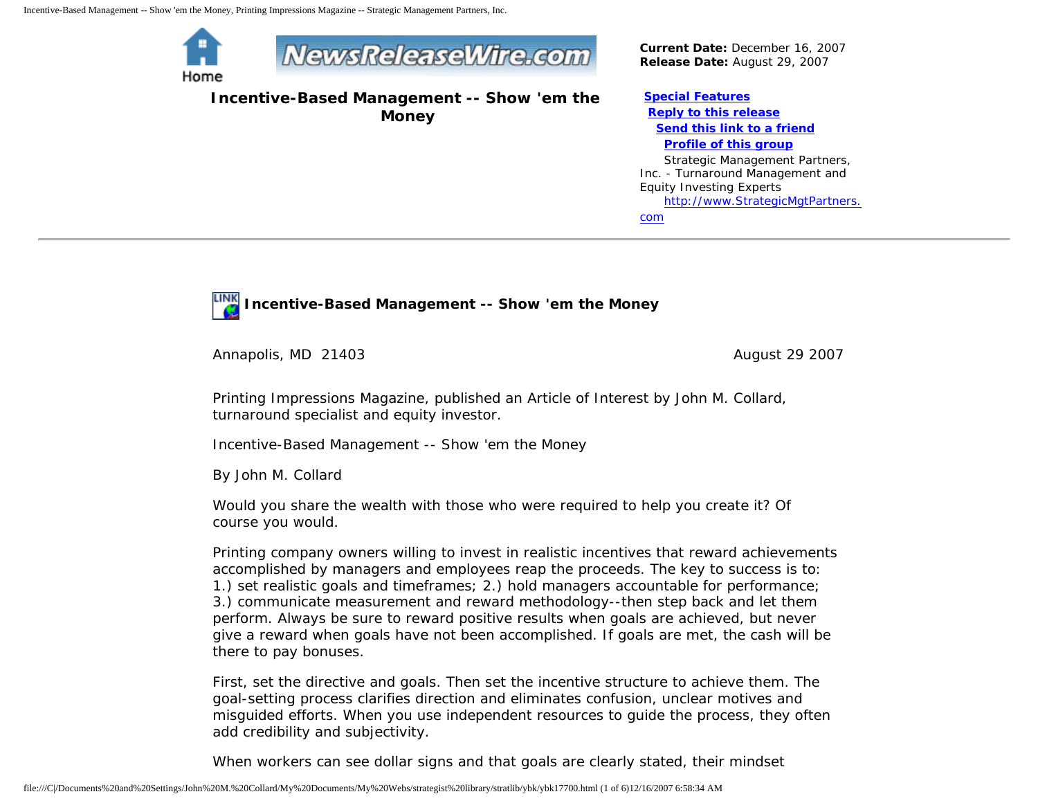**Current Date:** December 16, 2007
**Release Date:** August 29, 2007

# Incentive-Based Management -- Show 'em the Money

[Special Features](#)
[Reply to this release](#)
[Send this link to a friend](#)
[Profile of this group](#)
Strategic Management Partners, Inc. - Turnaround Management and Equity Investing Experts
[http://www.StrategicMgtPartners.com](http://www.StrategicMgtPartners.com)

---

## Incentive-Based Management -- Show 'em the Money

Annapolis, MD 21403 August 29 2007

Printing Impressions Magazine, published an Article of Interest by John M. Collard, turnaround specialist and equity investor.

Incentive-Based Management -- Show 'em the Money

By John M. Collard

Would you share the wealth with those who were required to help you create it? Of course you would.

Printing company owners willing to invest in realistic incentives that reward achievements accomplished by managers and employees reap the proceeds. The key to success is to: 1.) set realistic goals and timeframes; 2.) hold managers accountable for performance; 3.) communicate measurement and reward methodology--then step back and let them perform. Always be sure to reward positive results when goals are achieved, but never give a reward when goals have not been accomplished. If goals are met, the cash will be there to pay bonuses.

First, set the directive and goals. Then set the incentive structure to achieve them. The goal-setting process clarifies direction and eliminates confusion, unclear motives and misguided efforts. When you use independent resources to guide the process, they often add credibility and subjectivity.

When workers can see dollar signs and that goals are clearly stated, their mindset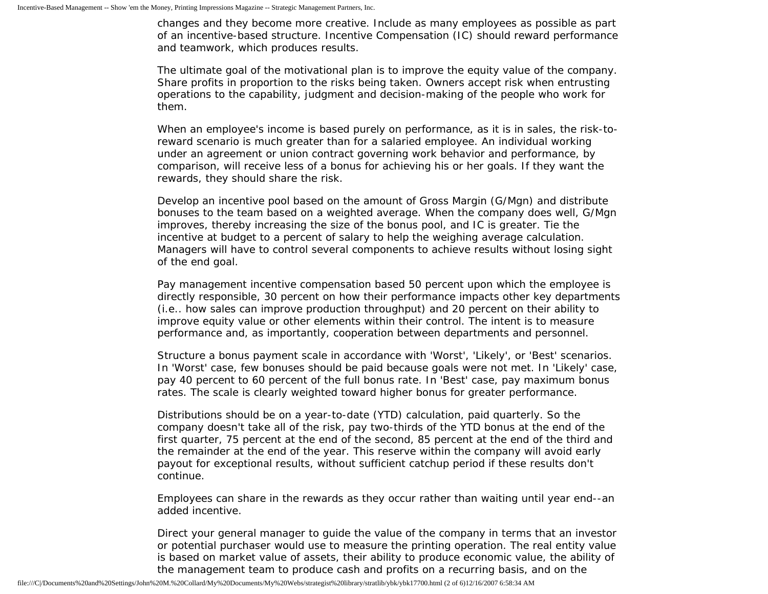changes and they become more creative. Include as many employees as possible as part of an incentive-based structure. Incentive Compensation (IC) should reward performance and teamwork, which produces results.

The ultimate goal of the motivational plan is to improve the equity value of the company. Share profits in proportion to the risks being taken. Owners accept risk when entrusting operations to the capability, judgment and decision-making of the people who work for them.

When an employee's income is based purely on performance, as it is in sales, the risk-to-reward scenario is much greater than for a salaried employee. An individual working under an agreement or union contract governing work behavior and performance, by comparison, will receive less of a bonus for achieving his or her goals. If they want the rewards, they should share the risk.

Develop an incentive pool based on the amount of Gross Margin (G/Mgn) and distribute bonuses to the team based on a weighted average. When the company does well, G/Mgn improves, thereby increasing the size of the bonus pool, and IC is greater. Tie the incentive at budget to a percent of salary to help the weighing average calculation. Managers will have to control several components to achieve results without losing sight of the end goal.

Pay management incentive compensation based 50 percent upon which the employee is directly responsible, 30 percent on how their performance impacts other key departments (i.e.. how sales can improve production throughput) and 20 percent on their ability to improve equity value or other elements within their control. The intent is to measure performance and, as importantly, cooperation between departments and personnel.

Structure a bonus payment scale in accordance with 'Worst', 'Likely', or 'Best' scenarios. In 'Worst' case, few bonuses should be paid because goals were not met. In 'Likely' case, pay 40 percent to 60 percent of the full bonus rate. In 'Best' case, pay maximum bonus rates. The scale is clearly weighted toward higher bonus for greater performance.

Distributions should be on a year-to-date (YTD) calculation, paid quarterly. So the company doesn't take all of the risk, pay two-thirds of the YTD bonus at the end of the first quarter, 75 percent at the end of the second, 85 percent at the end of the third and the remainder at the end of the year. This reserve within the company will avoid early payout for exceptional results, without sufficient catchup period if these results don't continue.

Employees can share in the rewards as they occur rather than waiting until year end--an added incentive.

Direct your general manager to guide the value of the company in terms that an investor or potential purchaser would use to measure the printing operation. The real entity value is based on market value of assets, their ability to produce economic value, the ability of the management team to produce cash and profits on a recurring basis, and on the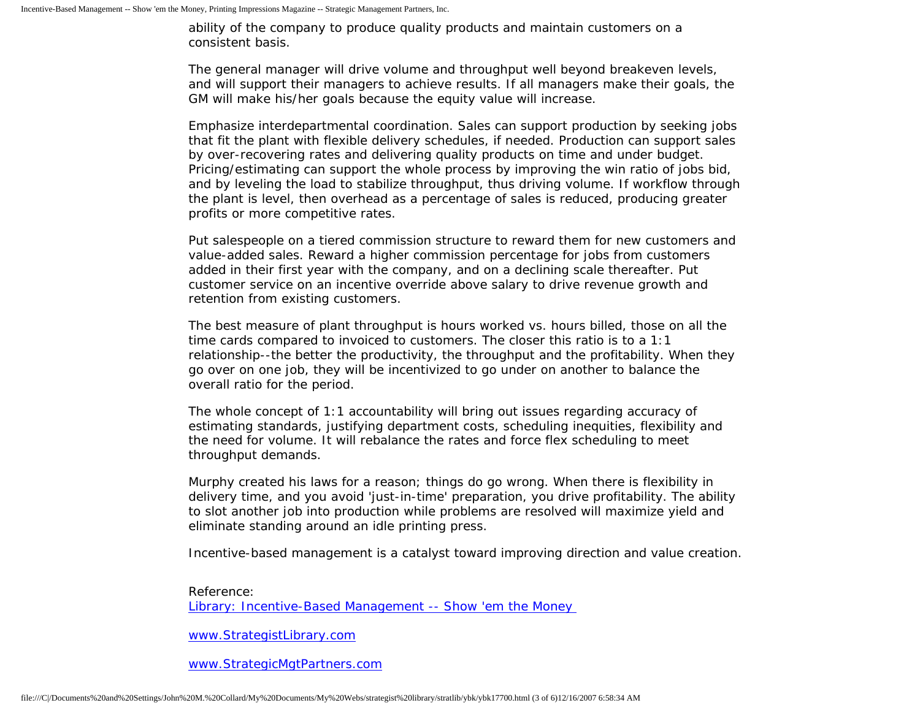ability of the company to produce quality products and maintain customers on a consistent basis.

The general manager will drive volume and throughput well beyond breakeven levels, and will support their managers to achieve results. If all managers make their goals, the GM will make his/her goals because the equity value will increase.

Emphasize interdepartmental coordination. Sales can support production by seeking jobs that fit the plant with flexible delivery schedules, if needed. Production can support sales by over-recovering rates and delivering quality products on time and under budget. Pricing/estimating can support the whole process by improving the win ratio of jobs bid, and by leveling the load to stabilize throughput, thus driving volume. If workflow through the plant is level, then overhead as a percentage of sales is reduced, producing greater profits or more competitive rates.

Put salespeople on a tiered commission structure to reward them for new customers and value-added sales. Reward a higher commission percentage for jobs from customers added in their first year with the company, and on a declining scale thereafter. Put customer service on an incentive override above salary to drive revenue growth and retention from existing customers.

The best measure of plant throughput is hours worked vs. hours billed, those on all the time cards compared to invoiced to customers. The closer this ratio is to a 1:1 relationship--the better the productivity, the throughput and the profitability. When they go over on one job, they will be incentivized to go under on another to balance the overall ratio for the period.

The whole concept of 1:1 accountability will bring out issues regarding accuracy of estimating standards, justifying department costs, scheduling inequities, flexibility and the need for volume. It will rebalance the rates and force flex scheduling to meet throughput demands.

Murphy created his laws for a reason; things do go wrong. When there is flexibility in delivery time, and you avoid 'just-in-time' preparation, you drive profitability. The ability to slot another job into production while problems are resolved will maximize yield and eliminate standing around an idle printing press.

Incentive-based management is a catalyst toward improving direction and value creation.

Reference:
[Library: Incentive-Based Management -- Show 'em the Money](#)

[www.StrategistLibrary.com](http://www.StrategistLibrary.com)

[www.StrategicMgtPartners.com](http://www.StrategicMgtPartners.com)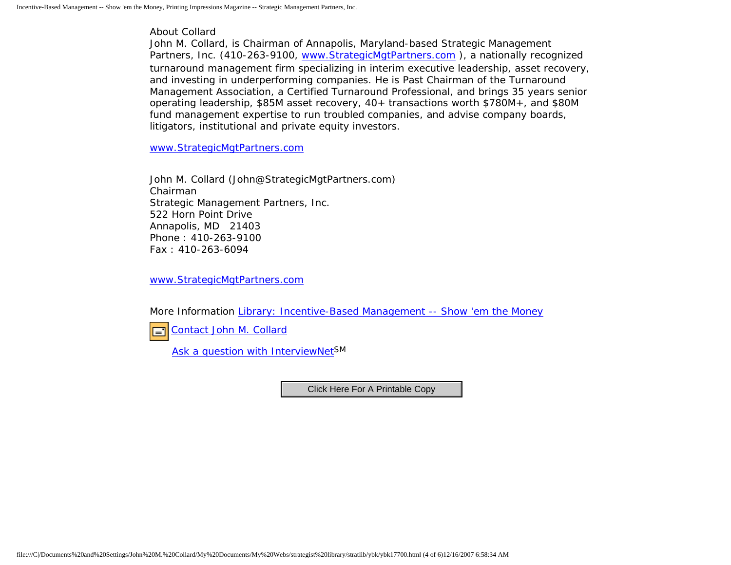About Collard

John M. Collard, is Chairman of Annapolis, Maryland-based Strategic Management Partners, Inc. (410-263-9100, www.StrategicMgtPartners.com ), a nationally recognized turnaround management firm specializing in interim executive leadership, asset recovery, and investing in underperforming companies. He is Past Chairman of the Turnaround Management Association, a Certified Turnaround Professional, and brings 35 years senior operating leadership, $85M asset recovery, 40+ transactions worth $780M+, and $80M fund management expertise to run troubled companies, and advise company boards, litigators, institutional and private equity investors.

www.StrategicMgtPartners.com

John M. Collard (John@StrategicMgtPartners.com)
Chairman
Strategic Management Partners, Inc.
522 Horn Point Drive
Annapolis, MD 21403
Phone : 410-263-9100
Fax : 410-263-6094

www.StrategicMgtPartners.com

More Information Library: Incentive-Based Management -- Show 'em the Money

Contact John M. Collard

Ask a question with InterviewNet[SM]

Click Here For A Printable Copy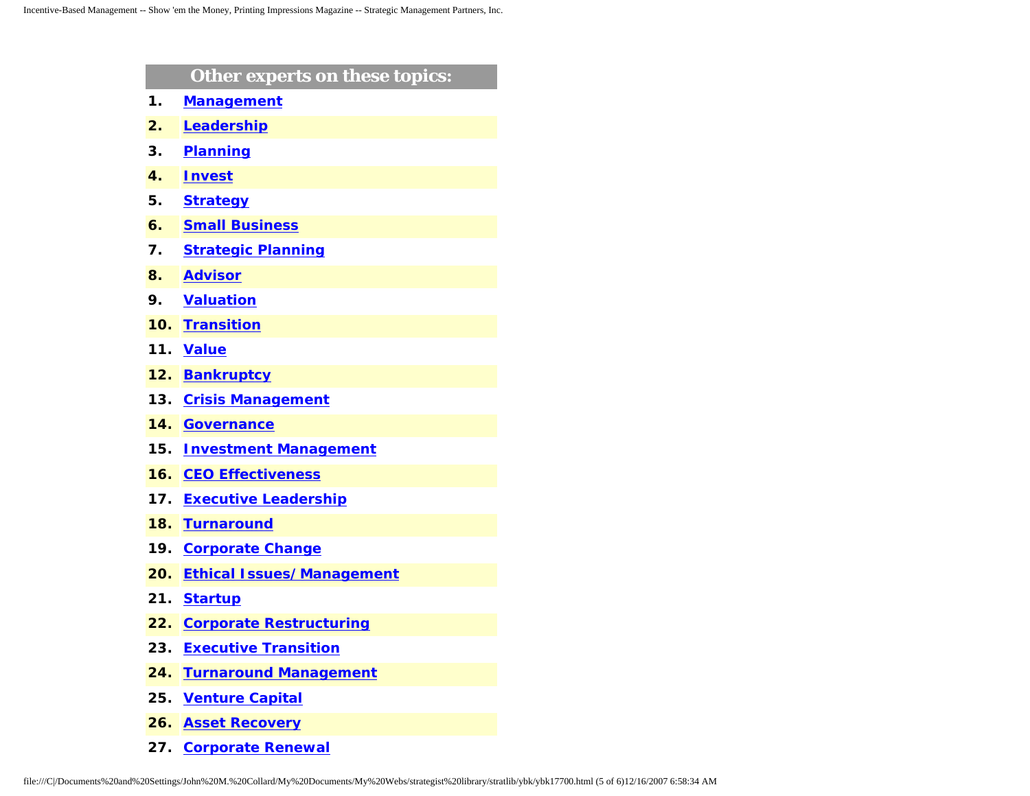## Other experts on these topics:

1. **Management**
2. **Leadership**
3. **Planning**
4. **Invest**
5. **Strategy**
6. **Small Business**
7. **Strategic Planning**
8. **Advisor**
9. **Valuation**
10. **Transition**
11. **Value**
12. **Bankruptcy**
13. **Crisis Management**
14. **Governance**
15. **Investment Management**
16. **CEO Effectiveness**
17. **Executive Leadership**
18. **Turnaround**
19. **Corporate Change**
20. **Ethical Issues/ Management**
21. **Startup**
22. **Corporate Restructuring**
23. **Executive Transition**
24. **Turnaround Management**
25. **Venture Capital**
26. **Asset Recovery**
27. **Corporate Renewal**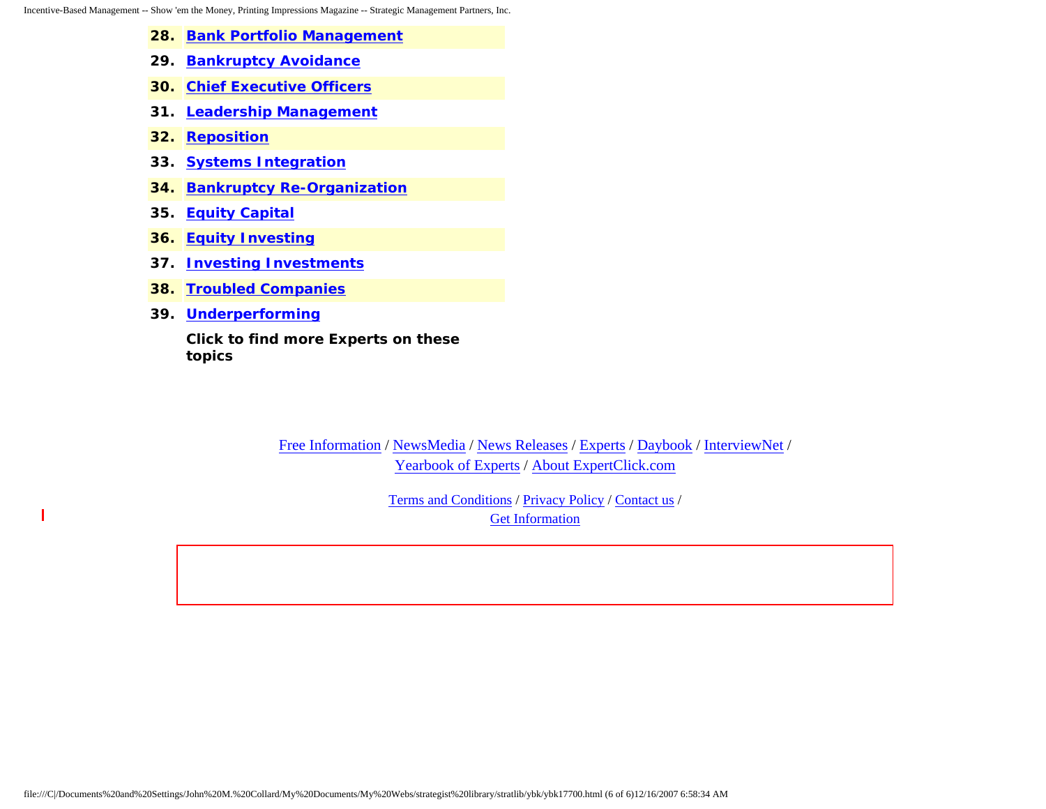28. **Bank Portfolio Management**
29. **Bankruptcy Avoidance**
30. **Chief Executive Officers**
31. **Leadership Management**
32. **Reposition**
33. **Systems Integration**
34. **Bankruptcy Re-Organization**
35. **Equity Capital**
36. **Equity Investing**
37. **Investing Investments**
38. **Troubled Companies**
39. **Underperforming**

**Click to find more Experts on these topics**

Free Information / NewsMedia / News Releases / Experts / Daybook / InterviewNet / Yearbook of Experts / About ExpertClick.com

Terms and Conditions / Privacy Policy / Contact us / Get Information